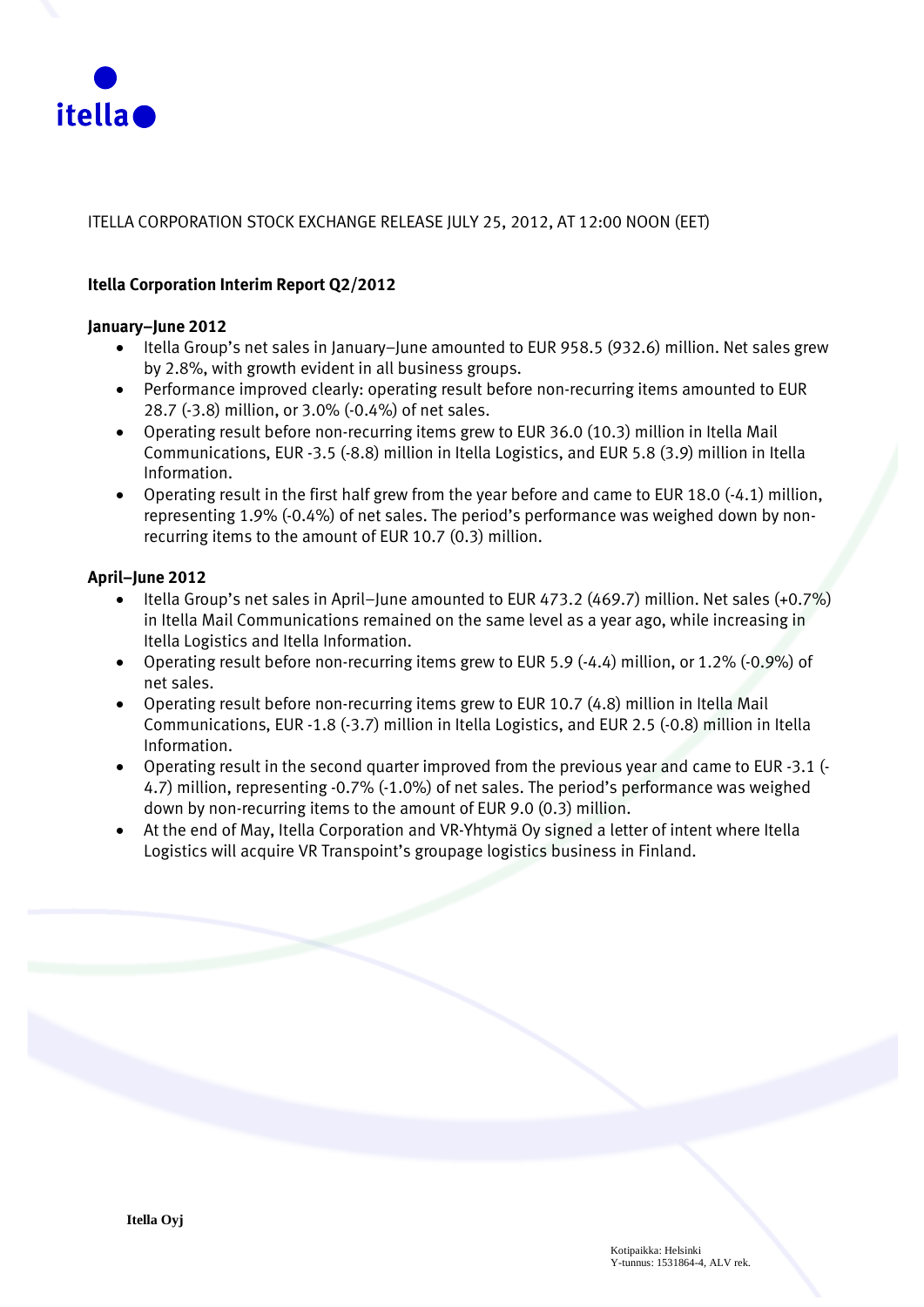itella

ITELLA CORPORATION STOCK EXCHANGE RELEASE JULY 25, 2012, AT 12:00 NOON (EET)

**Itella Corporation Interim Report Q2/2012**

**January–June 2012**

- Itella Group's net sales in January–June amounted to EUR 958.5 (932.6) million. Net sales grew by 2.8%, with growth evident in all business groups.
- Performance improved clearly: operating result before non-recurring items amounted to EUR 28.7 (-3.8) million, or 3.0% (-0.4%) of net sales.
- Operating result before non-recurring items grew to EUR 36.0 (10.3) million in Itella Mail Communications, EUR -3.5 (-8.8) million in Itella Logistics, and EUR 5.8 (3.9) million in Itella Information.
- Operating result in the first half grew from the year before and came to EUR 18.0 (-4.1) million, representing 1.9% (-0.4%) of net sales. The period's performance was weighed down by non-recurring items to the amount of EUR 10.7 (0.3) million.

**April–June 2012**

- Itella Group's net sales in April–June amounted to EUR 473.2 (469.7) million. Net sales (+0.7%) in Itella Mail Communications remained on the same level as a year ago, while increasing in Itella Logistics and Itella Information.
- Operating result before non-recurring items grew to EUR 5.9 (-4.4) million, or 1.2% (-0.9%) of net sales.
- Operating result before non-recurring items grew to EUR 10.7 (4.8) million in Itella Mail Communications, EUR -1.8 (-3.7) million in Itella Logistics, and EUR 2.5 (-0.8) million in Itella Information.
- Operating result in the second quarter improved from the previous year and came to EUR -3.1 (-4.7) million, representing -0.7% (-1.0%) of net sales. The period's performance was weighed down by non-recurring items to the amount of EUR 9.0 (0.3) million.
- At the end of May, Itella Corporation and VR-Yhtymä Oy signed a letter of intent where Itella Logistics will acquire VR Transpoint's groupage logistics business in Finland.

**Itella Oyj**

Kotipaikka: Helsinki
Y-tunnus: 1531864-4, ALV rek.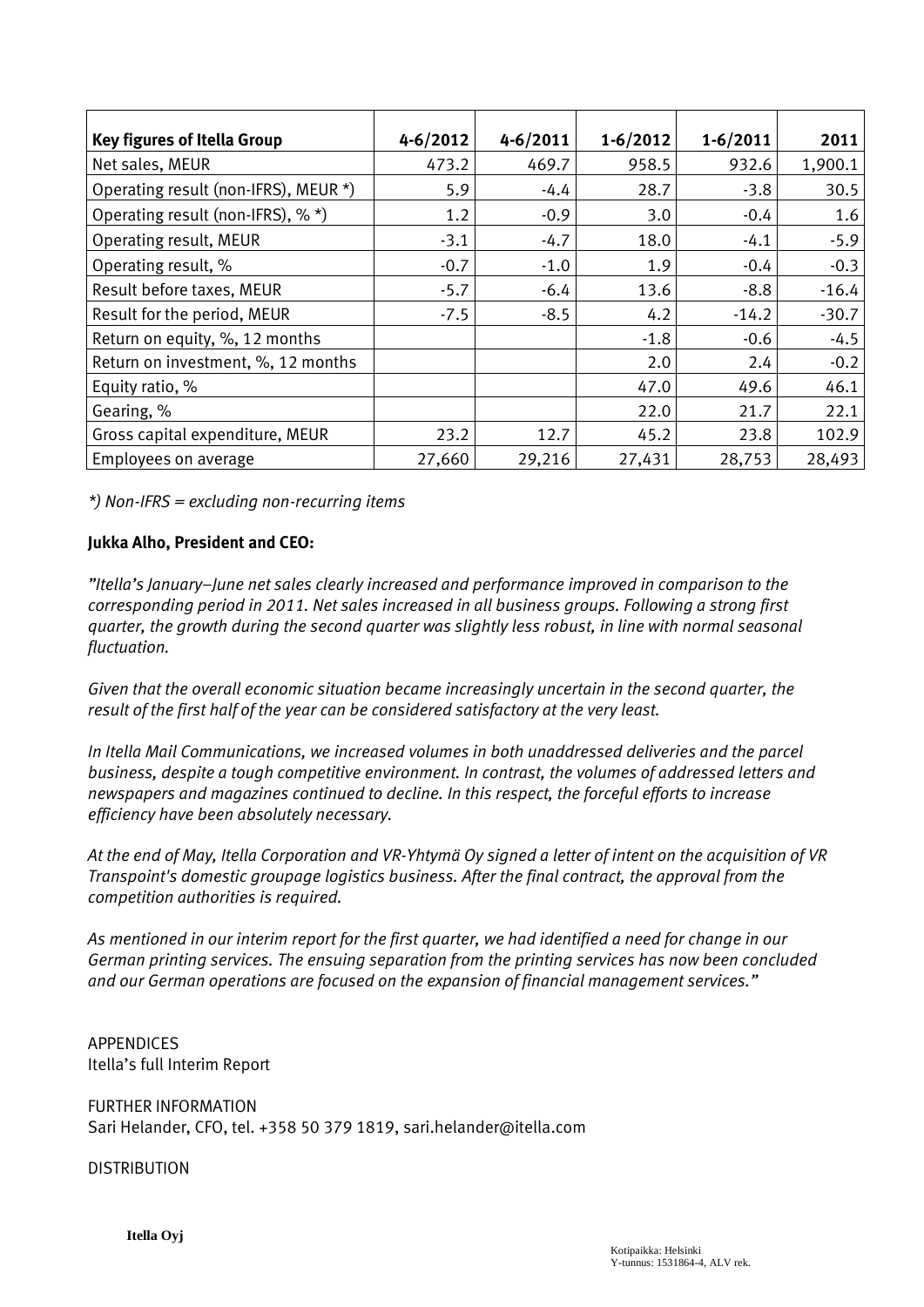| Key figures of Itella Group | 4-6/2012 | 4-6/2011 | 1-6/2012 | 1-6/2011 | 2011 |
|---|---|---|---|---|---|
| Net sales, MEUR | 473.2 | 469.7 | 958.5 | 932.6 | 1,900.1 |
| Operating result (non-IFRS), MEUR *) | 5.9 | -4.4 | 28.7 | -3.8 | 30.5 |
| Operating result (non-IFRS), % *) | 1.2 | -0.9 | 3.0 | -0.4 | 1.6 |
| Operating result, MEUR | -3.1 | -4.7 | 18.0 | -4.1 | -5.9 |
| Operating result, % | -0.7 | -1.0 | 1.9 | -0.4 | -0.3 |
| Result before taxes, MEUR | -5.7 | -6.4 | 13.6 | -8.8 | -16.4 |
| Result for the period, MEUR | -7.5 | -8.5 | 4.2 | -14.2 | -30.7 |
| Return on equity, %, 12 months | | | -1.8 | -0.6 | -4.5 |
| Return on investment, %, 12 months | | | 2.0 | 2.4 | -0.2 |
| Equity ratio, % | | | 47.0 | 49.6 | 46.1 |
| Gearing, % | | | 22.0 | 21.7 | 22.1 |
| Gross capital expenditure, MEUR | 23.2 | 12.7 | 45.2 | 23.8 | 102.9 |
| Employees on average | 27,660 | 29,216 | 27,431 | 28,753 | 28,493 |

*\*) Non-IFRS = excluding non-recurring items*

**Jukka Alho, President and CEO:**

*"Itella's January–June net sales clearly increased and performance improved in comparison to the corresponding period in 2011. Net sales increased in all business groups. Following a strong first quarter, the growth during the second quarter was slightly less robust, in line with normal seasonal fluctuation.*

*Given that the overall economic situation became increasingly uncertain in the second quarter, the result of the first half of the year can be considered satisfactory at the very least.*

*In Itella Mail Communications, we increased volumes in both unaddressed deliveries and the parcel business, despite a tough competitive environment. In contrast, the volumes of addressed letters and newspapers and magazines continued to decline. In this respect, the forceful efforts to increase efficiency have been absolutely necessary.*

*At the end of May, Itella Corporation and VR-Yhtymä Oy signed a letter of intent on the acquisition of VR Transpoint's domestic groupage logistics business. After the final contract, the approval from the competition authorities is required.*

*As mentioned in our interim report for the first quarter, we had identified a need for change in our German printing services. The ensuing separation from the printing services has now been concluded and our German operations are focused on the expansion of financial management services."*

APPENDICES
Itella's full Interim Report

FURTHER INFORMATION
Sari Helander, CFO, tel. +358 50 379 1819, sari.helander@itella.com

DISTRIBUTION

**Itella Oyj**

Kotipaikka: Helsinki
Y-tunnus: 1531864-4, ALV rek.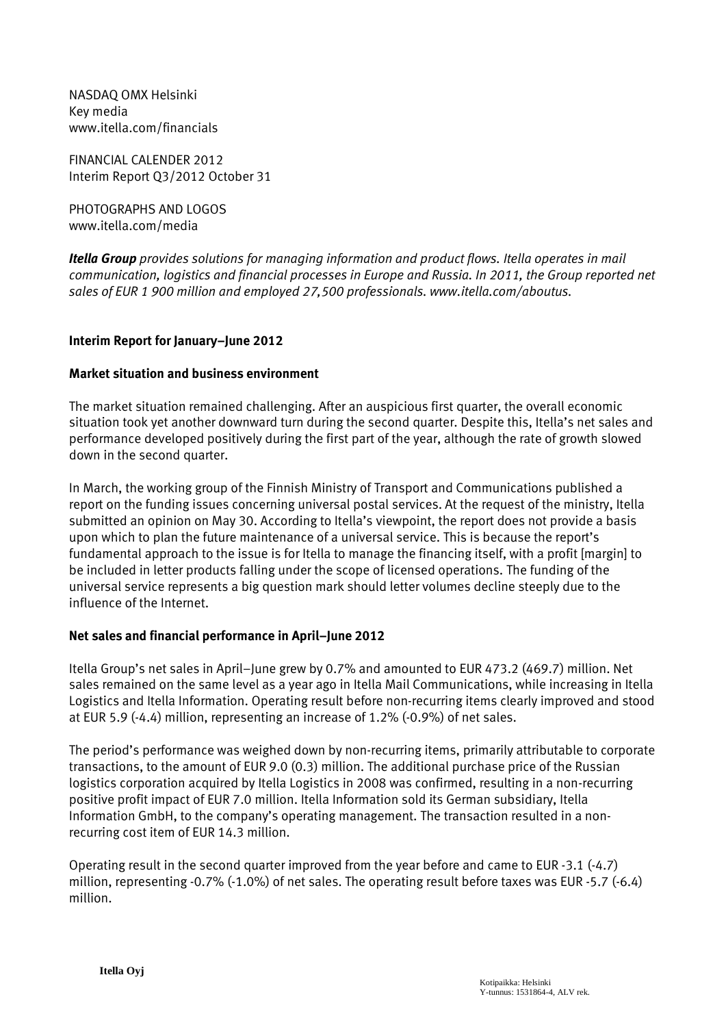NASDAQ OMX Helsinki
Key media
www.itella.com/financials

FINANCIAL CALENDER 2012
Interim Report Q3/2012 October 31

PHOTOGRAPHS AND LOGOS
www.itella.com/media

***Itella Group*** *provides solutions for managing information and product flows. Itella operates in mail communication, logistics and financial processes in Europe and Russia. In 2011, the Group reported net sales of EUR 1 900 million and employed 27,500 professionals. www.itella.com/aboutus.*

## Interim Report for January–June 2012

### Market situation and business environment

The market situation remained challenging. After an auspicious first quarter, the overall economic situation took yet another downward turn during the second quarter. Despite this, Itella's net sales and performance developed positively during the first part of the year, although the rate of growth slowed down in the second quarter.

In March, the working group of the Finnish Ministry of Transport and Communications published a report on the funding issues concerning universal postal services. At the request of the ministry, Itella submitted an opinion on May 30. According to Itella's viewpoint, the report does not provide a basis upon which to plan the future maintenance of a universal service. This is because the report's fundamental approach to the issue is for Itella to manage the financing itself, with a profit [margin] to be included in letter products falling under the scope of licensed operations. The funding of the universal service represents a big question mark should letter volumes decline steeply due to the influence of the Internet.

### Net sales and financial performance in April–June 2012

Itella Group's net sales in April–June grew by 0.7% and amounted to EUR 473.2 (469.7) million. Net sales remained on the same level as a year ago in Itella Mail Communications, while increasing in Itella Logistics and Itella Information. Operating result before non-recurring items clearly improved and stood at EUR 5.9 (-4.4) million, representing an increase of 1.2% (-0.9%) of net sales.

The period's performance was weighed down by non-recurring items, primarily attributable to corporate transactions, to the amount of EUR 9.0 (0.3) million. The additional purchase price of the Russian logistics corporation acquired by Itella Logistics in 2008 was confirmed, resulting in a non-recurring positive profit impact of EUR 7.0 million. Itella Information sold its German subsidiary, Itella Information GmbH, to the company's operating management. The transaction resulted in a non-recurring cost item of EUR 14.3 million.

Operating result in the second quarter improved from the year before and came to EUR -3.1 (-4.7) million, representing -0.7% (-1.0%) of net sales. The operating result before taxes was EUR -5.7 (-6.4) million.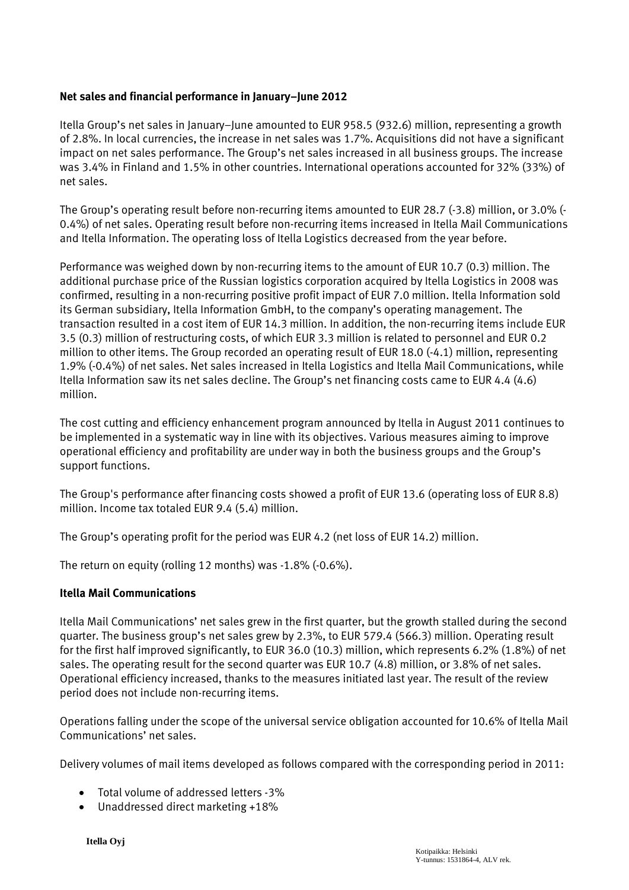**Net sales and financial performance in January–June 2012**

Itella Group's net sales in January–June amounted to EUR 958.5 (932.6) million, representing a growth of 2.8%. In local currencies, the increase in net sales was 1.7%. Acquisitions did not have a significant impact on net sales performance. The Group's net sales increased in all business groups. The increase was 3.4% in Finland and 1.5% in other countries. International operations accounted for 32% (33%) of net sales.

The Group's operating result before non-recurring items amounted to EUR 28.7 (-3.8) million, or 3.0% (-0.4%) of net sales. Operating result before non-recurring items increased in Itella Mail Communications and Itella Information. The operating loss of Itella Logistics decreased from the year before.

Performance was weighed down by non-recurring items to the amount of EUR 10.7 (0.3) million. The additional purchase price of the Russian logistics corporation acquired by Itella Logistics in 2008 was confirmed, resulting in a non-recurring positive profit impact of EUR 7.0 million. Itella Information sold its German subsidiary, Itella Information GmbH, to the company's operating management. The transaction resulted in a cost item of EUR 14.3 million. In addition, the non-recurring items include EUR 3.5 (0.3) million of restructuring costs, of which EUR 3.3 million is related to personnel and EUR 0.2 million to other items. The Group recorded an operating result of EUR 18.0 (-4.1) million, representing 1.9% (-0.4%) of net sales. Net sales increased in Itella Logistics and Itella Mail Communications, while Itella Information saw its net sales decline. The Group's net financing costs came to EUR 4.4 (4.6) million.

The cost cutting and efficiency enhancement program announced by Itella in August 2011 continues to be implemented in a systematic way in line with its objectives. Various measures aiming to improve operational efficiency and profitability are under way in both the business groups and the Group's support functions.

The Group's performance after financing costs showed a profit of EUR 13.6 (operating loss of EUR 8.8) million. Income tax totaled EUR 9.4 (5.4) million.

The Group's operating profit for the period was EUR 4.2 (net loss of EUR 14.2) million.

The return on equity (rolling 12 months) was -1.8% (-0.6%).

**Itella Mail Communications**

Itella Mail Communications' net sales grew in the first quarter, but the growth stalled during the second quarter. The business group's net sales grew by 2.3%, to EUR 579.4 (566.3) million. Operating result for the first half improved significantly, to EUR 36.0 (10.3) million, which represents 6.2% (1.8%) of net sales. The operating result for the second quarter was EUR 10.7 (4.8) million, or 3.8% of net sales. Operational efficiency increased, thanks to the measures initiated last year. The result of the review period does not include non-recurring items.

Operations falling under the scope of the universal service obligation accounted for 10.6% of Itella Mail Communications' net sales.

Delivery volumes of mail items developed as follows compared with the corresponding period in 2011:

- Total volume of addressed letters -3%
- Unaddressed direct marketing +18%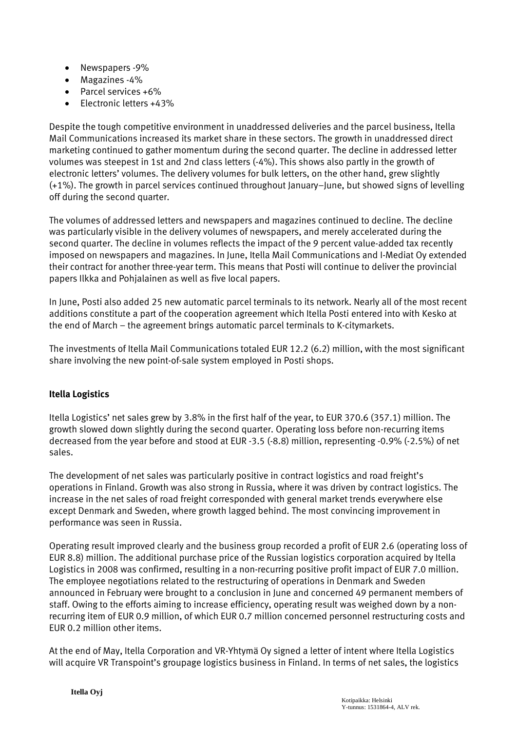- Newspapers -9%
- Magazines -4%
- Parcel services +6%
- Electronic letters +43%

Despite the tough competitive environment in unaddressed deliveries and the parcel business, Itella Mail Communications increased its market share in these sectors. The growth in unaddressed direct marketing continued to gather momentum during the second quarter. The decline in addressed letter volumes was steepest in 1st and 2nd class letters (-4%). This shows also partly in the growth of electronic letters' volumes. The delivery volumes for bulk letters, on the other hand, grew slightly (+1%). The growth in parcel services continued throughout January–June, but showed signs of levelling off during the second quarter.

The volumes of addressed letters and newspapers and magazines continued to decline. The decline was particularly visible in the delivery volumes of newspapers, and merely accelerated during the second quarter. The decline in volumes reflects the impact of the 9 percent value-added tax recently imposed on newspapers and magazines. In June, Itella Mail Communications and I-Mediat Oy extended their contract for another three-year term. This means that Posti will continue to deliver the provincial papers Ilkka and Pohjalainen as well as five local papers.

In June, Posti also added 25 new automatic parcel terminals to its network. Nearly all of the most recent additions constitute a part of the cooperation agreement which Itella Posti entered into with Kesko at the end of March – the agreement brings automatic parcel terminals to K-citymarkets.

The investments of Itella Mail Communications totaled EUR 12.2 (6.2) million, with the most significant share involving the new point-of-sale system employed in Posti shops.

**Itella Logistics**

Itella Logistics' net sales grew by 3.8% in the first half of the year, to EUR 370.6 (357.1) million. The growth slowed down slightly during the second quarter. Operating loss before non-recurring items decreased from the year before and stood at EUR -3.5 (-8.8) million, representing -0.9% (-2.5%) of net sales.

The development of net sales was particularly positive in contract logistics and road freight's operations in Finland. Growth was also strong in Russia, where it was driven by contract logistics. The increase in the net sales of road freight corresponded with general market trends everywhere else except Denmark and Sweden, where growth lagged behind. The most convincing improvement in performance was seen in Russia.

Operating result improved clearly and the business group recorded a profit of EUR 2.6 (operating loss of EUR 8.8) million. The additional purchase price of the Russian logistics corporation acquired by Itella Logistics in 2008 was confirmed, resulting in a non-recurring positive profit impact of EUR 7.0 million. The employee negotiations related to the restructuring of operations in Denmark and Sweden announced in February were brought to a conclusion in June and concerned 49 permanent members of staff. Owing to the efforts aiming to increase efficiency, operating result was weighed down by a non-recurring item of EUR 0.9 million, of which EUR 0.7 million concerned personnel restructuring costs and EUR 0.2 million other items.

At the end of May, Itella Corporation and VR-Yhtymä Oy signed a letter of intent where Itella Logistics will acquire VR Transpoint's groupage logistics business in Finland. In terms of net sales, the logistics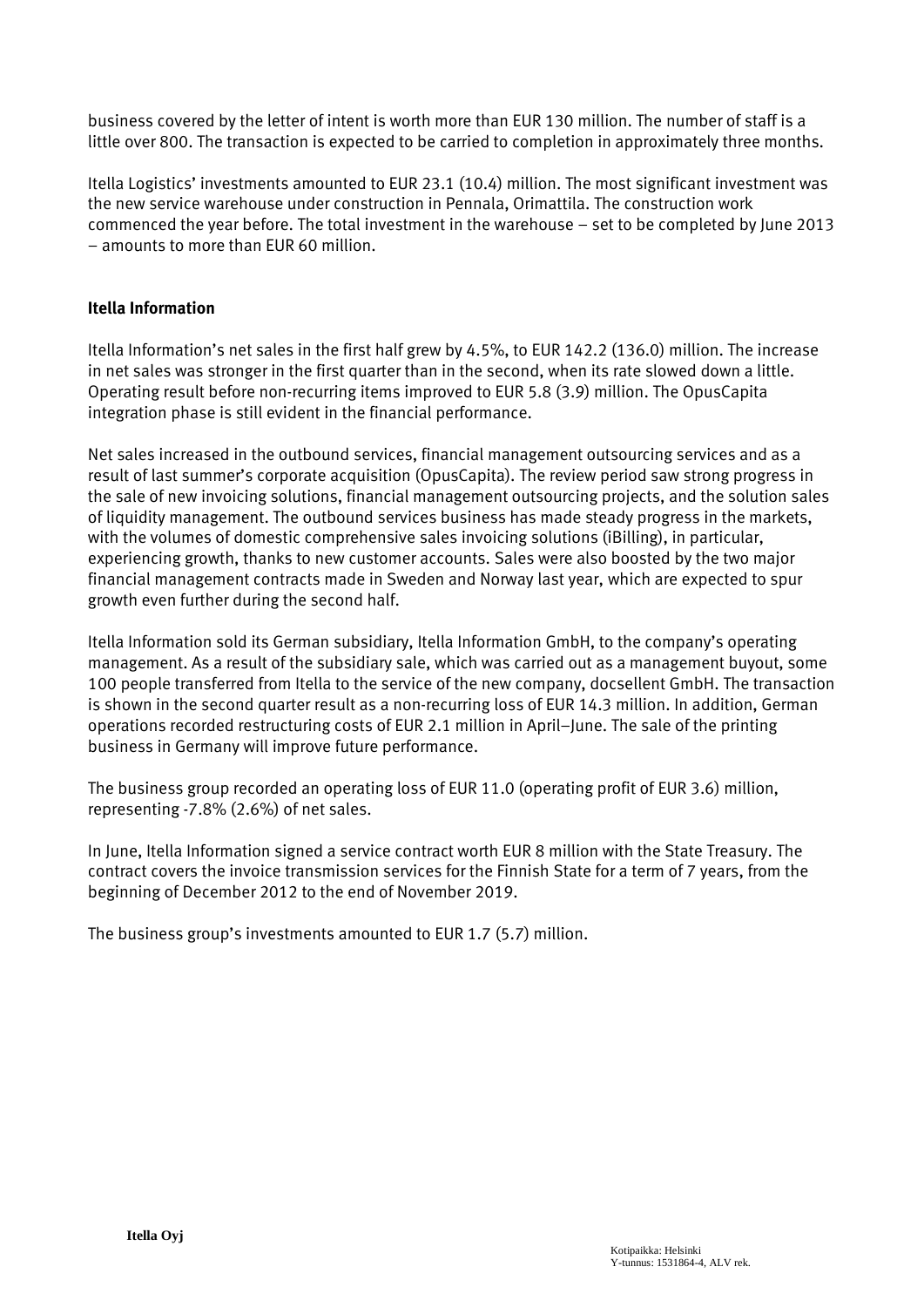business covered by the letter of intent is worth more than EUR 130 million. The number of staff is a little over 800. The transaction is expected to be carried to completion in approximately three months.

Itella Logistics' investments amounted to EUR 23.1 (10.4) million. The most significant investment was the new service warehouse under construction in Pennala, Orimattila. The construction work commenced the year before. The total investment in the warehouse – set to be completed by June 2013 – amounts to more than EUR 60 million.

**Itella Information**

Itella Information's net sales in the first half grew by 4.5%, to EUR 142.2 (136.0) million. The increase in net sales was stronger in the first quarter than in the second, when its rate slowed down a little. Operating result before non-recurring items improved to EUR 5.8 (3.9) million. The OpusCapita integration phase is still evident in the financial performance.

Net sales increased in the outbound services, financial management outsourcing services and as a result of last summer's corporate acquisition (OpusCapita). The review period saw strong progress in the sale of new invoicing solutions, financial management outsourcing projects, and the solution sales of liquidity management. The outbound services business has made steady progress in the markets, with the volumes of domestic comprehensive sales invoicing solutions (iBilling), in particular, experiencing growth, thanks to new customer accounts. Sales were also boosted by the two major financial management contracts made in Sweden and Norway last year, which are expected to spur growth even further during the second half.

Itella Information sold its German subsidiary, Itella Information GmbH, to the company's operating management. As a result of the subsidiary sale, which was carried out as a management buyout, some 100 people transferred from Itella to the service of the new company, docsellent GmbH. The transaction is shown in the second quarter result as a non-recurring loss of EUR 14.3 million. In addition, German operations recorded restructuring costs of EUR 2.1 million in April–June. The sale of the printing business in Germany will improve future performance.

The business group recorded an operating loss of EUR 11.0 (operating profit of EUR 3.6) million, representing -7.8% (2.6%) of net sales.

In June, Itella Information signed a service contract worth EUR 8 million with the State Treasury. The contract covers the invoice transmission services for the Finnish State for a term of 7 years, from the beginning of December 2012 to the end of November 2019.

The business group's investments amounted to EUR 1.7 (5.7) million.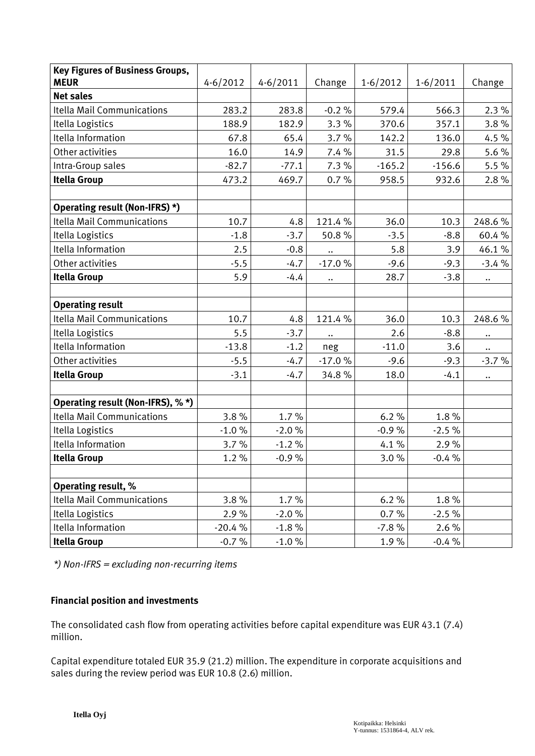| **Key Figures of Business Groups, MEUR** | 4-6/2012 | 4-6/2011 | Change | 1-6/2012 | 1-6/2011 | Change |
|---|---|---|---|---|---|---|
| **Net sales** | | | | | | |
| Itella Mail Communications | 283.2 | 283.8 | -0.2 % | 579.4 | 566.3 | 2.3 % |
| Itella Logistics | 188.9 | 182.9 | 3.3 % | 370.6 | 357.1 | 3.8 % |
| Itella Information | 67.8 | 65.4 | 3.7 % | 142.2 | 136.0 | 4.5 % |
| Other activities | 16.0 | 14.9 | 7.4 % | 31.5 | 29.8 | 5.6 % |
| Intra-Group sales | -82.7 | -77.1 | 7.3 % | -165.2 | -156.6 | 5.5 % |
| **Itella Group** | 473.2 | 469.7 | 0.7 % | 958.5 | 932.6 | 2.8 % |
| | | | | | | |
| **Operating result (Non-IFRS) *)** | | | | | | |
| Itella Mail Communications | 10.7 | 4.8 | 121.4 % | 36.0 | 10.3 | 248.6 % |
| Itella Logistics | -1.8 | -3.7 | 50.8 % | -3.5 | -8.8 | 60.4 % |
| Itella Information | 2.5 | -0.8 | .. | 5.8 | 3.9 | 46.1 % |
| Other activities | -5.5 | -4.7 | -17.0 % | -9.6 | -9.3 | -3.4 % |
| **Itella Group** | 5.9 | -4.4 | .. | 28.7 | -3.8 | .. |
| | | | | | | |
| **Operating result** | | | | | | |
| Itella Mail Communications | 10.7 | 4.8 | 121.4 % | 36.0 | 10.3 | 248.6 % |
| Itella Logistics | 5.5 | -3.7 | .. | 2.6 | -8.8 | .. |
| Itella Information | -13.8 | -1.2 | neg | -11.0 | 3.6 | .. |
| Other activities | -5.5 | -4.7 | -17.0 % | -9.6 | -9.3 | -3.7 % |
| **Itella Group** | -3.1 | -4.7 | 34.8 % | 18.0 | -4.1 | .. |
| | | | | | | |
| **Operating result (Non-IFRS), % *)** | | | | | | |
| Itella Mail Communications | 3.8 % | 1.7 % | | 6.2 % | 1.8 % | |
| Itella Logistics | -1.0 % | -2.0 % | | -0.9 % | -2.5 % | |
| Itella Information | 3.7 % | -1.2 % | | 4.1 % | 2.9 % | |
| **Itella Group** | 1.2 % | -0.9 % | | 3.0 % | -0.4 % | |
| | | | | | | |
| **Operating result, %** | | | | | | |
| Itella Mail Communications | 3.8 % | 1.7 % | | 6.2 % | 1.8 % | |
| Itella Logistics | 2.9 % | -2.0 % | | 0.7 % | -2.5 % | |
| Itella Information | -20.4 % | -1.8 % | | -7.8 % | 2.6 % | |
| **Itella Group** | -0.7 % | -1.0 % | | 1.9 % | -0.4 % | |

*\*) Non-IFRS = excluding non-recurring items*

**Financial position and investments**

The consolidated cash flow from operating activities before capital expenditure was EUR 43.1 (7.4) million.

Capital expenditure totaled EUR 35.9 (21.2) million. The expenditure in corporate acquisitions and sales during the review period was EUR 10.8 (2.6) million.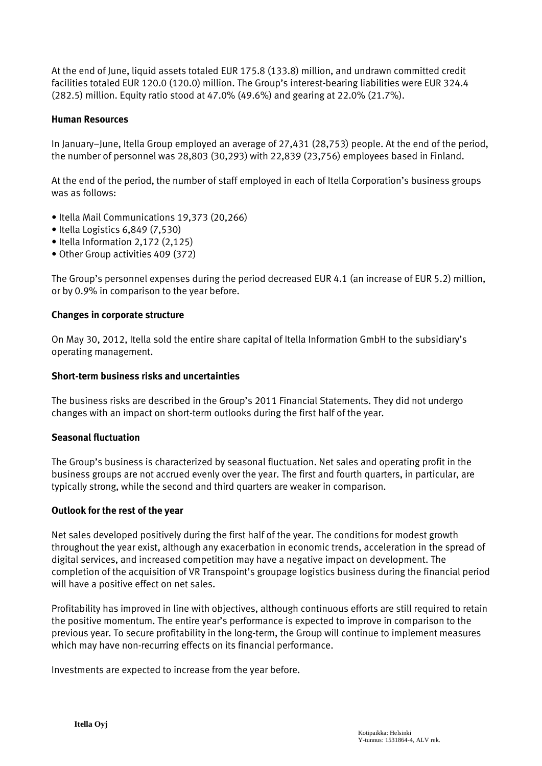At the end of June, liquid assets totaled EUR 175.8 (133.8) million, and undrawn committed credit facilities totaled EUR 120.0 (120.0) million. The Group's interest-bearing liabilities were EUR 324.4 (282.5) million. Equity ratio stood at 47.0% (49.6%) and gearing at 22.0% (21.7%).

**Human Resources**

In January–June, Itella Group employed an average of 27,431 (28,753) people. At the end of the period, the number of personnel was 28,803 (30,293) with 22,839 (23,756) employees based in Finland.

At the end of the period, the number of staff employed in each of Itella Corporation's business groups was as follows:

- Itella Mail Communications 19,373 (20,266)
- Itella Logistics 6,849 (7,530)
- Itella Information 2,172 (2,125)
- Other Group activities 409 (372)

The Group's personnel expenses during the period decreased EUR 4.1 (an increase of EUR 5.2) million, or by 0.9% in comparison to the year before.

**Changes in corporate structure**

On May 30, 2012, Itella sold the entire share capital of Itella Information GmbH to the subsidiary's operating management.

**Short-term business risks and uncertainties**

The business risks are described in the Group's 2011 Financial Statements. They did not undergo changes with an impact on short-term outlooks during the first half of the year.

**Seasonal fluctuation**

The Group's business is characterized by seasonal fluctuation. Net sales and operating profit in the business groups are not accrued evenly over the year. The first and fourth quarters, in particular, are typically strong, while the second and third quarters are weaker in comparison.

**Outlook for the rest of the year**

Net sales developed positively during the first half of the year. The conditions for modest growth throughout the year exist, although any exacerbation in economic trends, acceleration in the spread of digital services, and increased competition may have a negative impact on development. The completion of the acquisition of VR Transpoint's groupage logistics business during the financial period will have a positive effect on net sales.

Profitability has improved in line with objectives, although continuous efforts are still required to retain the positive momentum. The entire year's performance is expected to improve in comparison to the previous year. To secure profitability in the long-term, the Group will continue to implement measures which may have non-recurring effects on its financial performance.

Investments are expected to increase from the year before.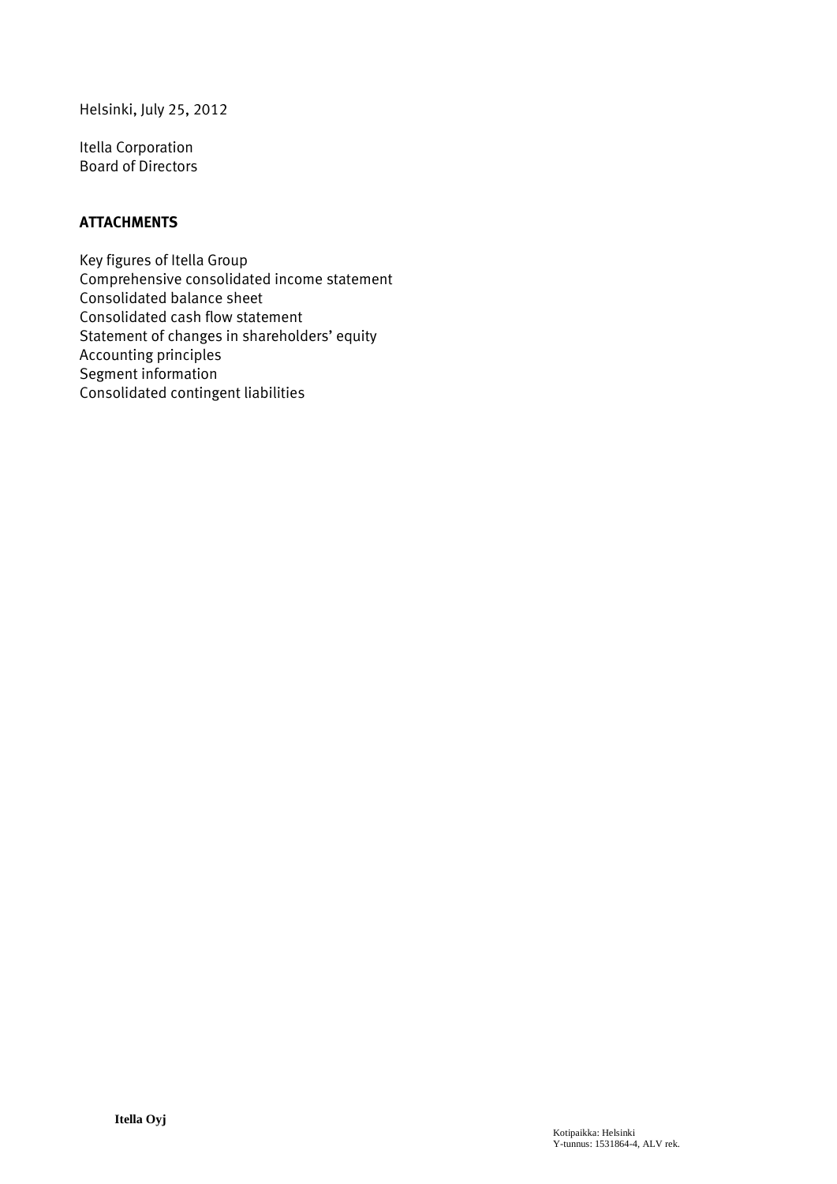Helsinki, July 25, 2012

Itella Corporation
Board of Directors

**ATTACHMENTS**

Key figures of Itella Group
Comprehensive consolidated income statement
Consolidated balance sheet
Consolidated cash flow statement
Statement of changes in shareholders' equity
Accounting principles
Segment information
Consolidated contingent liabilities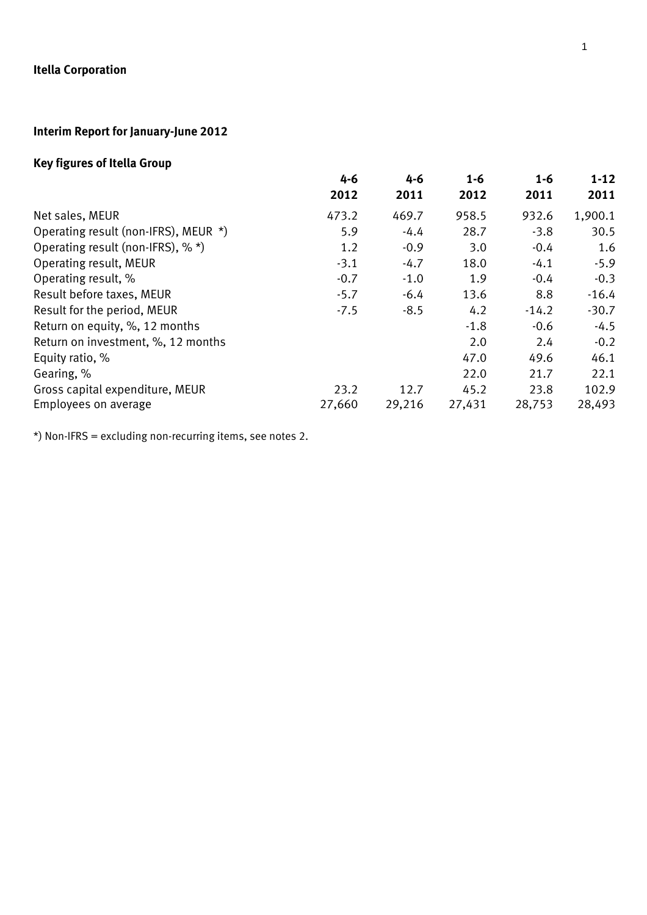**Itella Corporation**

## Interim Report for January-June 2012

### Key figures of Itella Group

| | 4-6 2012 | 4-6 2011 | 1-6 2012 | 1-6 2011 | 1-12 2011 |
|---|---|---|---|---|---|
| Net sales, MEUR | 473.2 | 469.7 | 958.5 | 932.6 | 1,900.1 |
| Operating result (non-IFRS), MEUR *) | 5.9 | -4.4 | 28.7 | -3.8 | 30.5 |
| Operating result (non-IFRS), % *) | 1.2 | -0.9 | 3.0 | -0.4 | 1.6 |
| Operating result, MEUR | -3.1 | -4.7 | 18.0 | -4.1 | -5.9 |
| Operating result, % | -0.7 | -1.0 | 1.9 | -0.4 | -0.3 |
| Result before taxes, MEUR | -5.7 | -6.4 | 13.6 | 8.8 | -16.4 |
| Result for the period, MEUR | -7.5 | -8.5 | 4.2 | -14.2 | -30.7 |
| Return on equity, %, 12 months | | | -1.8 | -0.6 | -4.5 |
| Return on investment, %, 12 months | | | 2.0 | 2.4 | -0.2 |
| Equity ratio, % | | | 47.0 | 49.6 | 46.1 |
| Gearing, % | | | 22.0 | 21.7 | 22.1 |
| Gross capital expenditure, MEUR | 23.2 | 12.7 | 45.2 | 23.8 | 102.9 |
| Employees on average | 27,660 | 29,216 | 27,431 | 28,753 | 28,493 |

*) Non-IFRS = excluding non-recurring items, see notes 2.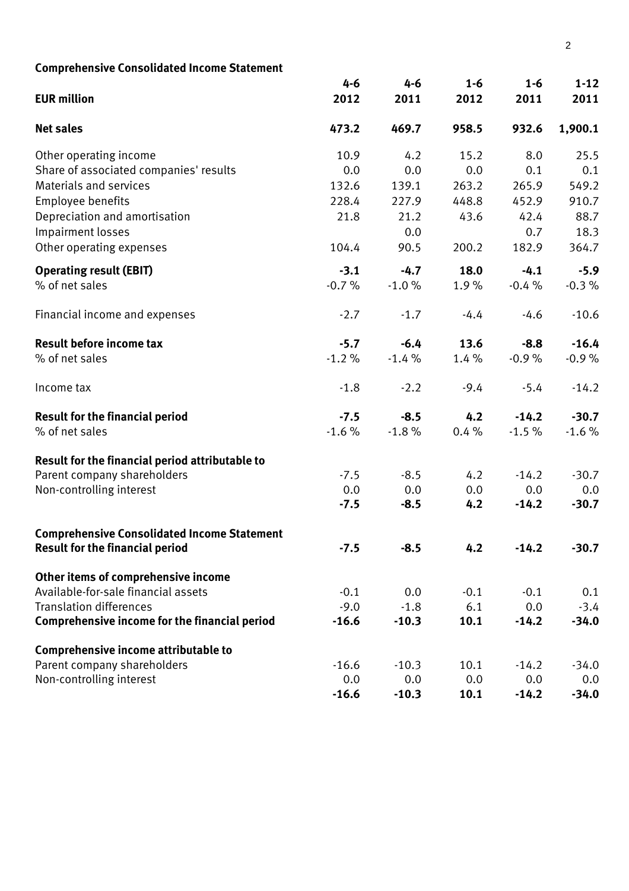## Comprehensive Consolidated Income Statement

| EUR million | 4-6 2012 | 4-6 2011 | 1-6 2012 | 1-6 2011 | 1-12 2011 |
|---|---|---|---|---|---|
| **Net sales** | **473.2** | **469.7** | **958.5** | **932.6** | **1,900.1** |
| Other operating income | 10.9 | 4.2 | 15.2 | 8.0 | 25.5 |
| Share of associated companies' results | 0.0 | 0.0 | 0.0 | 0.1 | 0.1 |
| Materials and services | 132.6 | 139.1 | 263.2 | 265.9 | 549.2 |
| Employee benefits | 228.4 | 227.9 | 448.8 | 452.9 | 910.7 |
| Depreciation and amortisation | 21.8 | 21.2 | 43.6 | 42.4 | 88.7 |
| Impairment losses | | 0.0 | | 0.7 | 18.3 |
| Other operating expenses | 104.4 | 90.5 | 200.2 | 182.9 | 364.7 |
| **Operating result (EBIT)** | **-3.1** | **-4.7** | **18.0** | **-4.1** | **-5.9** |
| % of net sales | -0.7 % | -1.0 % | 1.9 % | -0.4 % | -0.3 % |
| Financial income and expenses | -2.7 | -1.7 | -4.4 | -4.6 | -10.6 |
| **Result before income tax** | **-5.7** | **-6.4** | **13.6** | **-8.8** | **-16.4** |
| % of net sales | -1.2 % | -1.4 % | 1.4 % | -0.9 % | -0.9 % |
| Income tax | -1.8 | -2.2 | -9.4 | -5.4 | -14.2 |
| **Result for the financial period** | **-7.5** | **-8.5** | **4.2** | **-14.2** | **-30.7** |
| % of net sales | -1.6 % | -1.8 % | 0.4 % | -1.5 % | -1.6 % |
| **Result for the financial period attributable to** | | | | | |
| Parent company shareholders | -7.5 | -8.5 | 4.2 | -14.2 | -30.7 |
| Non-controlling interest | 0.0 | 0.0 | 0.0 | 0.0 | 0.0 |
| | **-7.5** | **-8.5** | **4.2** | **-14.2** | **-30.7** |
| **Comprehensive Consolidated Income Statement** | | | | | |
| **Result for the financial period** | **-7.5** | **-8.5** | **4.2** | **-14.2** | **-30.7** |
| **Other items of comprehensive income** | | | | | |
| Available-for-sale financial assets | -0.1 | 0.0 | -0.1 | -0.1 | 0.1 |
| Translation differences | -9.0 | -1.8 | 6.1 | 0.0 | -3.4 |
| **Comprehensive income for the financial period** | **-16.6** | **-10.3** | **10.1** | **-14.2** | **-34.0** |
| **Comprehensive income attributable to** | | | | | |
| Parent company shareholders | -16.6 | -10.3 | 10.1 | -14.2 | -34.0 |
| Non-controlling interest | 0.0 | 0.0 | 0.0 | 0.0 | 0.0 |
| | **-16.6** | **-10.3** | **10.1** | **-14.2** | **-34.0** |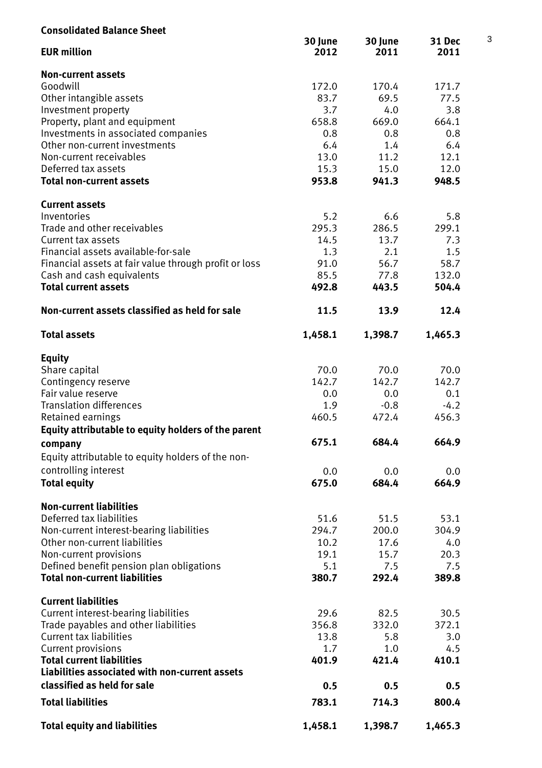## Consolidated Balance Sheet

| EUR million | 30 June 2012 | 30 June 2011 | 31 Dec 2011 |
|---|---|---|---|
| **Non-current assets** | | | |
| Goodwill | 172.0 | 170.4 | 171.7 |
| Other intangible assets | 83.7 | 69.5 | 77.5 |
| Investment property | 3.7 | 4.0 | 3.8 |
| Property, plant and equipment | 658.8 | 669.0 | 664.1 |
| Investments in associated companies | 0.8 | 0.8 | 0.8 |
| Other non-current investments | 6.4 | 1.4 | 6.4 |
| Non-current receivables | 13.0 | 11.2 | 12.1 |
| Deferred tax assets | 15.3 | 15.0 | 12.0 |
| **Total non-current assets** | **953.8** | **941.3** | **948.5** |
| **Current assets** | | | |
| Inventories | 5.2 | 6.6 | 5.8 |
| Trade and other receivables | 295.3 | 286.5 | 299.1 |
| Current tax assets | 14.5 | 13.7 | 7.3 |
| Financial assets available-for-sale | 1.3 | 2.1 | 1.5 |
| Financial assets at fair value through profit or loss | 91.0 | 56.7 | 58.7 |
| Cash and cash equivalents | 85.5 | 77.8 | 132.0 |
| **Total current assets** | **492.8** | **443.5** | **504.4** |
| **Non-current assets classified as held for sale** | **11.5** | **13.9** | **12.4** |
| **Total assets** | **1,458.1** | **1,398.7** | **1,465.3** |
| **Equity** | | | |
| Share capital | 70.0 | 70.0 | 70.0 |
| Contingency reserve | 142.7 | 142.7 | 142.7 |
| Fair value reserve | 0.0 | 0.0 | 0.1 |
| Translation differences | 1.9 | -0.8 | -4.2 |
| Retained earnings | 460.5 | 472.4 | 456.3 |
| **Equity attributable to equity holders of the parent company** | **675.1** | **684.4** | **664.9** |
| Equity attributable to equity holders of the non-controlling interest | 0.0 | 0.0 | 0.0 |
| **Total equity** | **675.0** | **684.4** | **664.9** |
| **Non-current liabilities** | | | |
| Deferred tax liabilities | 51.6 | 51.5 | 53.1 |
| Non-current interest-bearing liabilities | 294.7 | 200.0 | 304.9 |
| Other non-current liabilities | 10.2 | 17.6 | 4.0 |
| Non-current provisions | 19.1 | 15.7 | 20.3 |
| Defined benefit pension plan obligations | 5.1 | 7.5 | 7.5 |
| **Total non-current liabilities** | **380.7** | **292.4** | **389.8** |
| **Current liabilities** | | | |
| Current interest-bearing liabilities | 29.6 | 82.5 | 30.5 |
| Trade payables and other liabilities | 356.8 | 332.0 | 372.1 |
| Current tax liabilities | 13.8 | 5.8 | 3.0 |
| Current provisions | 1.7 | 1.0 | 4.5 |
| **Total current liabilities** | **401.9** | **421.4** | **410.1** |
| **Liabilities associated with non-current assets classified as held for sale** | **0.5** | **0.5** | **0.5** |
| **Total liabilities** | **783.1** | **714.3** | **800.4** |
| **Total equity and liabilities** | **1,458.1** | **1,398.7** | **1,465.3** |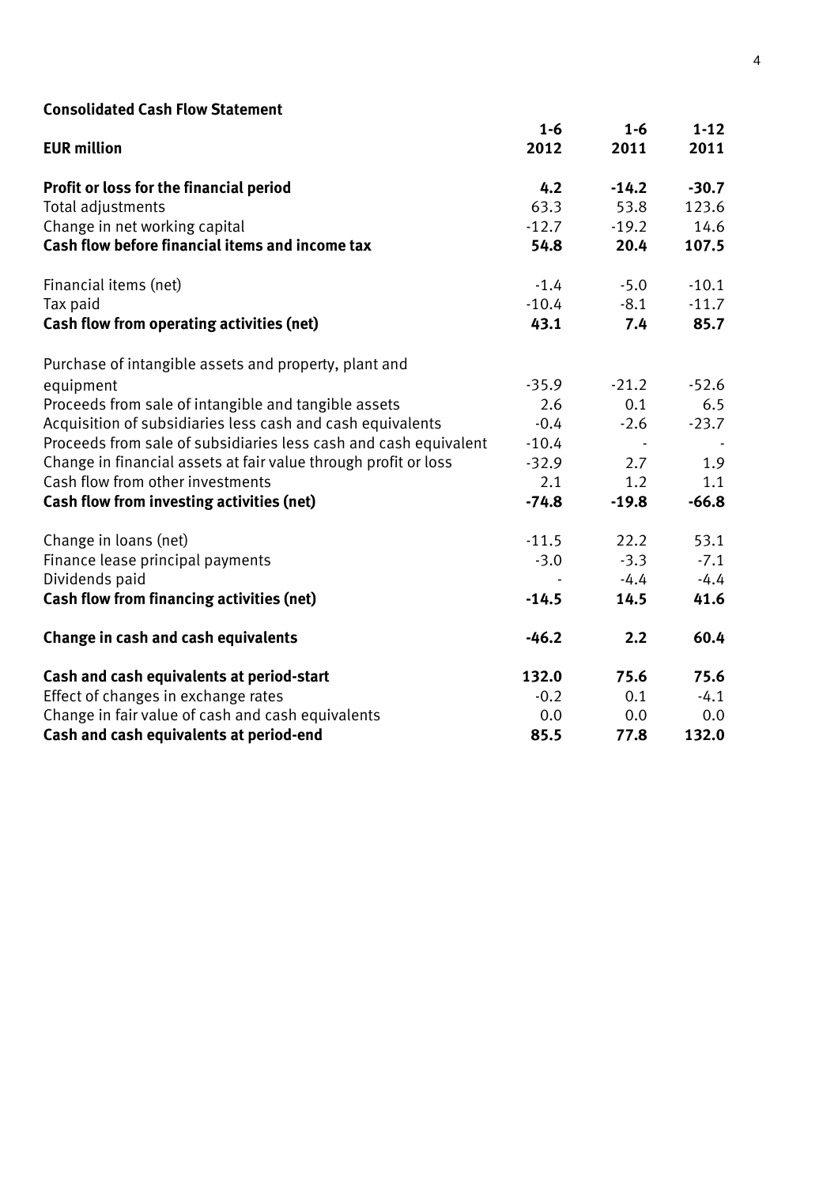**Consolidated Cash Flow Statement**

| EUR million | 1-6 2012 | 1-6 2011 | 1-12 2011 |
|---|---|---|---|
| **Profit or loss for the financial period** | **4.2** | **-14.2** | **-30.7** |
| Total adjustments | 63.3 | 53.8 | 123.6 |
| Change in net working capital | -12.7 | -19.2 | 14.6 |
| **Cash flow before financial items and income tax** | **54.8** | **20.4** | **107.5** |
| | | | |
| Financial items (net) | -1.4 | -5.0 | -10.1 |
| Tax paid | -10.4 | -8.1 | -11.7 |
| **Cash flow from operating activities (net)** | **43.1** | **7.4** | **85.7** |
| | | | |
| Purchase of intangible assets and property, plant and equipment | -35.9 | -21.2 | -52.6 |
| Proceeds from sale of intangible and tangible assets | 2.6 | 0.1 | 6.5 |
| Acquisition of subsidiaries less cash and cash equivalents | -0.4 | -2.6 | -23.7 |
| Proceeds from sale of subsidiaries less cash and cash equivalent | -10.4 | - | - |
| Change in financial assets at fair value through profit or loss | -32.9 | 2.7 | 1.9 |
| Cash flow from other investments | 2.1 | 1.2 | 1.1 |
| **Cash flow from investing activities (net)** | **-74.8** | **-19.8** | **-66.8** |
| | | | |
| Change in loans (net) | -11.5 | 22.2 | 53.1 |
| Finance lease principal payments | -3.0 | -3.3 | -7.1 |
| Dividends paid | - | -4.4 | -4.4 |
| **Cash flow from financing activities (net)** | **-14.5** | **14.5** | **41.6** |
| | | | |
| **Change in cash and cash equivalents** | **-46.2** | **2.2** | **60.4** |
| | | | |
| **Cash and cash equivalents at period-start** | **132.0** | **75.6** | **75.6** |
| Effect of changes in exchange rates | -0.2 | 0.1 | -4.1 |
| Change in fair value of cash and cash equivalents | 0.0 | 0.0 | 0.0 |
| **Cash and cash equivalents at period-end** | **85.5** | **77.8** | **132.0** |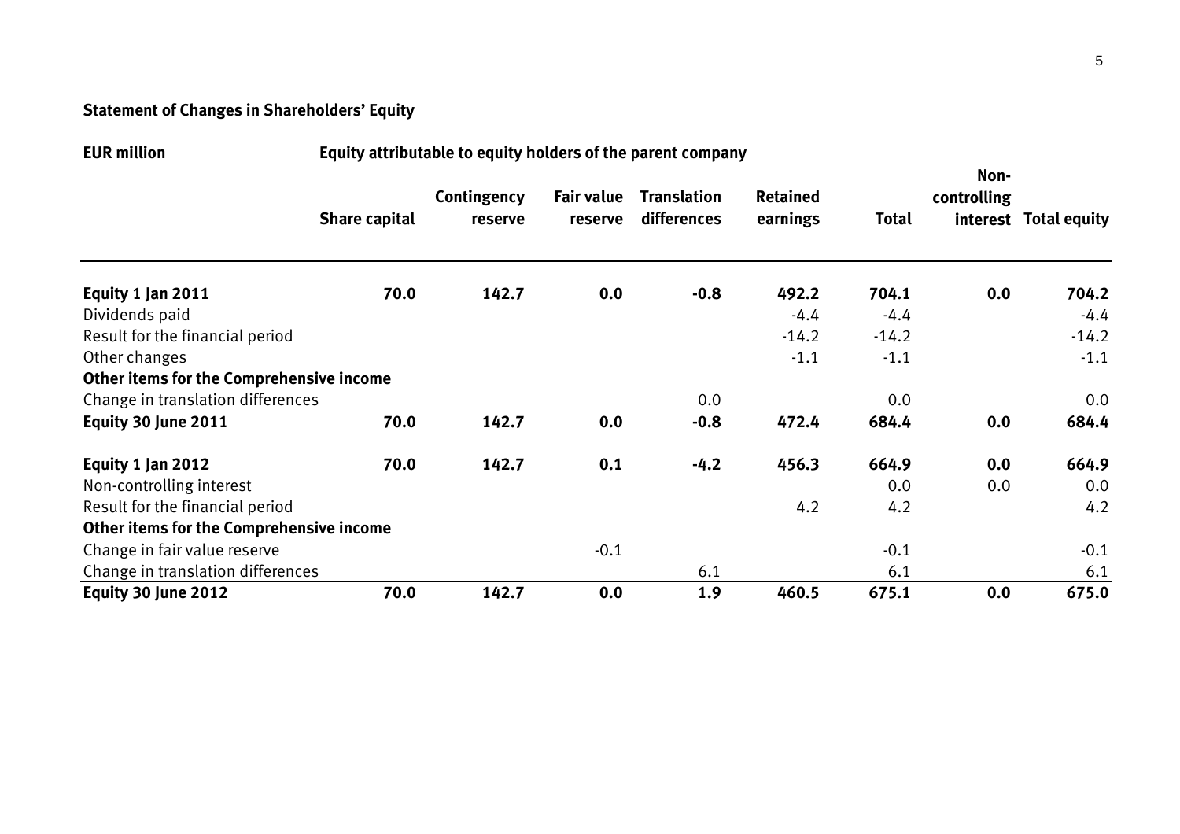## Statement of Changes in Shareholders' Equity

| EUR million | Equity attributable to equity holders of the parent company | | | | | | | |
|---|---|---|---|---|---|---|---|---|
| | Share capital | Contingency reserve | Fair value reserve | Translation differences | Retained earnings | Total | Non-controlling interest | Total equity |
| **Equity 1 Jan 2011** | **70.0** | **142.7** | **0.0** | **-0.8** | **492.2** | **704.1** | **0.0** | **704.2** |
| Dividends paid | | | | | -4.4 | -4.4 | | -4.4 |
| Result for the financial period | | | | | -14.2 | -14.2 | | -14.2 |
| Other changes | | | | | -1.1 | -1.1 | | -1.1 |
| **Other items for the Comprehensive income** | | | | | | | | |
| Change in translation differences | | | | 0.0 | | 0.0 | | 0.0 |
| **Equity 30 June 2011** | **70.0** | **142.7** | **0.0** | **-0.8** | **472.4** | **684.4** | **0.0** | **684.4** |
| **Equity 1 Jan 2012** | **70.0** | **142.7** | **0.1** | **-4.2** | **456.3** | **664.9** | **0.0** | **664.9** |
| Non-controlling interest | | | | | | 0.0 | 0.0 | 0.0 |
| Result for the financial period | | | | | 4.2 | 4.2 | | 4.2 |
| **Other items for the Comprehensive income** | | | | | | | | |
| Change in fair value reserve | | | -0.1 | | | -0.1 | | -0.1 |
| Change in translation differences | | | | 6.1 | | 6.1 | | 6.1 |
| **Equity 30 June 2012** | **70.0** | **142.7** | **0.0** | **1.9** | **460.5** | **675.1** | **0.0** | **675.0** |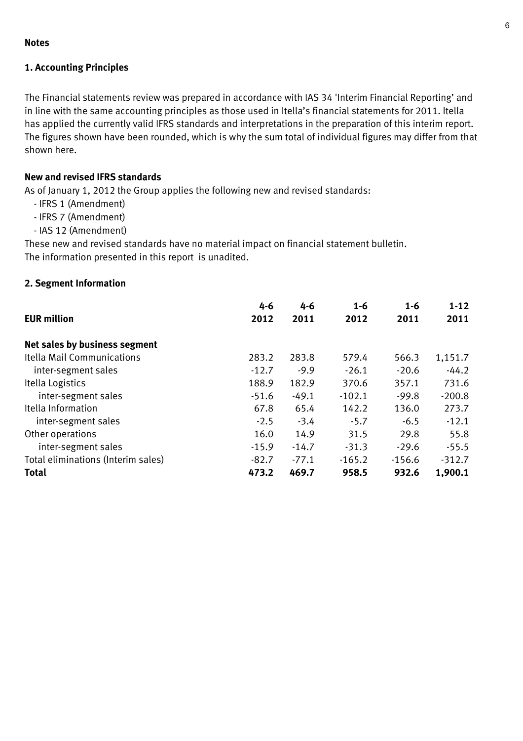## Notes

### 1. Accounting Principles

The Financial statements review was prepared in accordance with IAS 34 'Interim Financial Reporting' and in line with the same accounting principles as those used in Itella's financial statements for 2011. Itella has applied the currently valid IFRS standards and interpretations in the preparation of this interim report. The figures shown have been rounded, which is why the sum total of individual figures may differ from that shown here.

**New and revised IFRS standards**

As of January 1, 2012 the Group applies the following new and revised standards:

- IFRS 1 (Amendment)
- IFRS 7 (Amendment)
- IAS 12 (Amendment)

These new and revised standards have no material impact on financial statement bulletin.
The information presented in this report is unadited.

### 2. Segment Information

| EUR million | 4-6 2012 | 4-6 2011 | 1-6 2012 | 1-6 2011 | 1-12 2011 |
|---|---|---|---|---|---|
| **Net sales by business segment** | | | | | |
| Itella Mail Communications | 283.2 | 283.8 | 579.4 | 566.3 | 1,151.7 |
| inter-segment sales | -12.7 | -9.9 | -26.1 | -20.6 | -44.2 |
| Itella Logistics | 188.9 | 182.9 | 370.6 | 357.1 | 731.6 |
| inter-segment sales | -51.6 | -49.1 | -102.1 | -99.8 | -200.8 |
| Itella Information | 67.8 | 65.4 | 142.2 | 136.0 | 273.7 |
| inter-segment sales | -2.5 | -3.4 | -5.7 | -6.5 | -12.1 |
| Other operations | 16.0 | 14.9 | 31.5 | 29.8 | 55.8 |
| inter-segment sales | -15.9 | -14.7 | -31.3 | -29.6 | -55.5 |
| Total eliminations (Interim sales) | -82.7 | -77.1 | -165.2 | -156.6 | -312.7 |
| **Total** | **473.2** | **469.7** | **958.5** | **932.6** | **1,900.1** |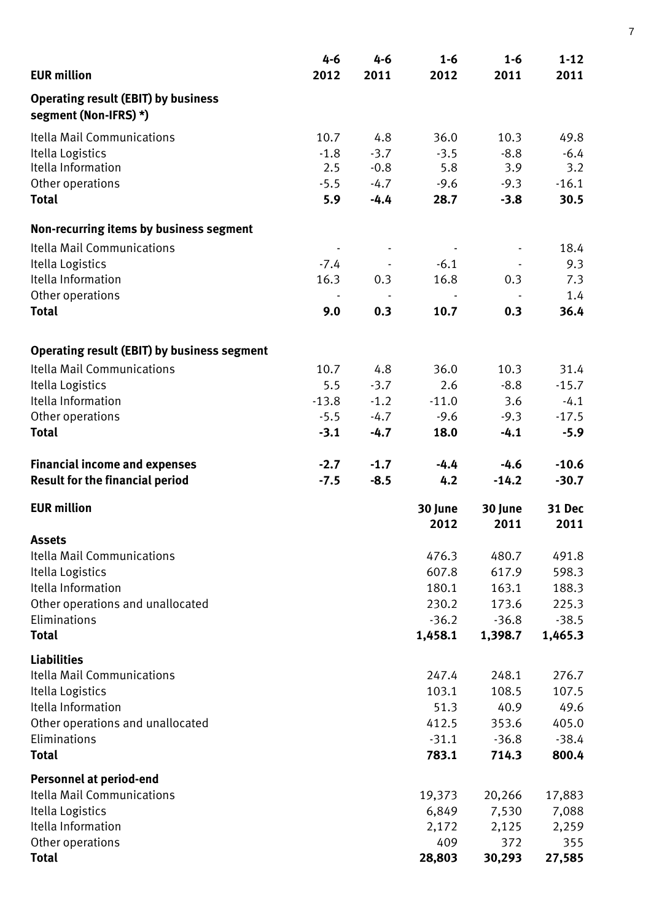| EUR million | 4-6 2012 | 4-6 2011 | 1-6 2012 | 1-6 2011 | 1-12 2011 |
|---|---|---|---|---|---|
| **Operating result (EBIT) by business segment (Non-IFRS) *)** | | | | | |
| Itella Mail Communications | 10.7 | 4.8 | 36.0 | 10.3 | 49.8 |
| Itella Logistics | -1.8 | -3.7 | -3.5 | -8.8 | -6.4 |
| Itella Information | 2.5 | -0.8 | 5.8 | 3.9 | 3.2 |
| Other operations | -5.5 | -4.7 | -9.6 | -9.3 | -16.1 |
| **Total** | **5.9** | **-4.4** | **28.7** | **-3.8** | **30.5** |
| **Non-recurring items by business segment** | | | | | |
| Itella Mail Communications | - | - | - | - | 18.4 |
| Itella Logistics | -7.4 | - | -6.1 | - | 9.3 |
| Itella Information | 16.3 | 0.3 | 16.8 | 0.3 | 7.3 |
| Other operations | - | - | - | - | 1.4 |
| **Total** | **9.0** | **0.3** | **10.7** | **0.3** | **36.4** |
| **Operating result (EBIT) by business segment** | | | | | |
| Itella Mail Communications | 10.7 | 4.8 | 36.0 | 10.3 | 31.4 |
| Itella Logistics | 5.5 | -3.7 | 2.6 | -8.8 | -15.7 |
| Itella Information | -13.8 | -1.2 | -11.0 | 3.6 | -4.1 |
| Other operations | -5.5 | -4.7 | -9.6 | -9.3 | -17.5 |
| **Total** | **-3.1** | **-4.7** | **18.0** | **-4.1** | **-5.9** |
| **Financial income and expenses** | **-2.7** | **-1.7** | **-4.4** | **-4.6** | **-10.6** |
| **Result for the financial period** | **-7.5** | **-8.5** | **4.2** | **-14.2** | **-30.7** |

| EUR million | 30 June 2012 | 30 June 2011 | 31 Dec 2011 |
|---|---|---|---|
| **Assets** | | | |
| Itella Mail Communications | 476.3 | 480.7 | 491.8 |
| Itella Logistics | 607.8 | 617.9 | 598.3 |
| Itella Information | 180.1 | 163.1 | 188.3 |
| Other operations and unallocated | 230.2 | 173.6 | 225.3 |
| Eliminations | -36.2 | -36.8 | -38.5 |
| **Total** | **1,458.1** | **1,398.7** | **1,465.3** |
| **Liabilities** | | | |
| Itella Mail Communications | 247.4 | 248.1 | 276.7 |
| Itella Logistics | 103.1 | 108.5 | 107.5 |
| Itella Information | 51.3 | 40.9 | 49.6 |
| Other operations and unallocated | 412.5 | 353.6 | 405.0 |
| Eliminations | -31.1 | -36.8 | -38.4 |
| **Total** | **783.1** | **714.3** | **800.4** |
| **Personnel at period-end** | | | |
| Itella Mail Communications | 19,373 | 20,266 | 17,883 |
| Itella Logistics | 6,849 | 7,530 | 7,088 |
| Itella Information | 2,172 | 2,125 | 2,259 |
| Other operations | 409 | 372 | 355 |
| **Total** | **28,803** | **30,293** | **27,585** |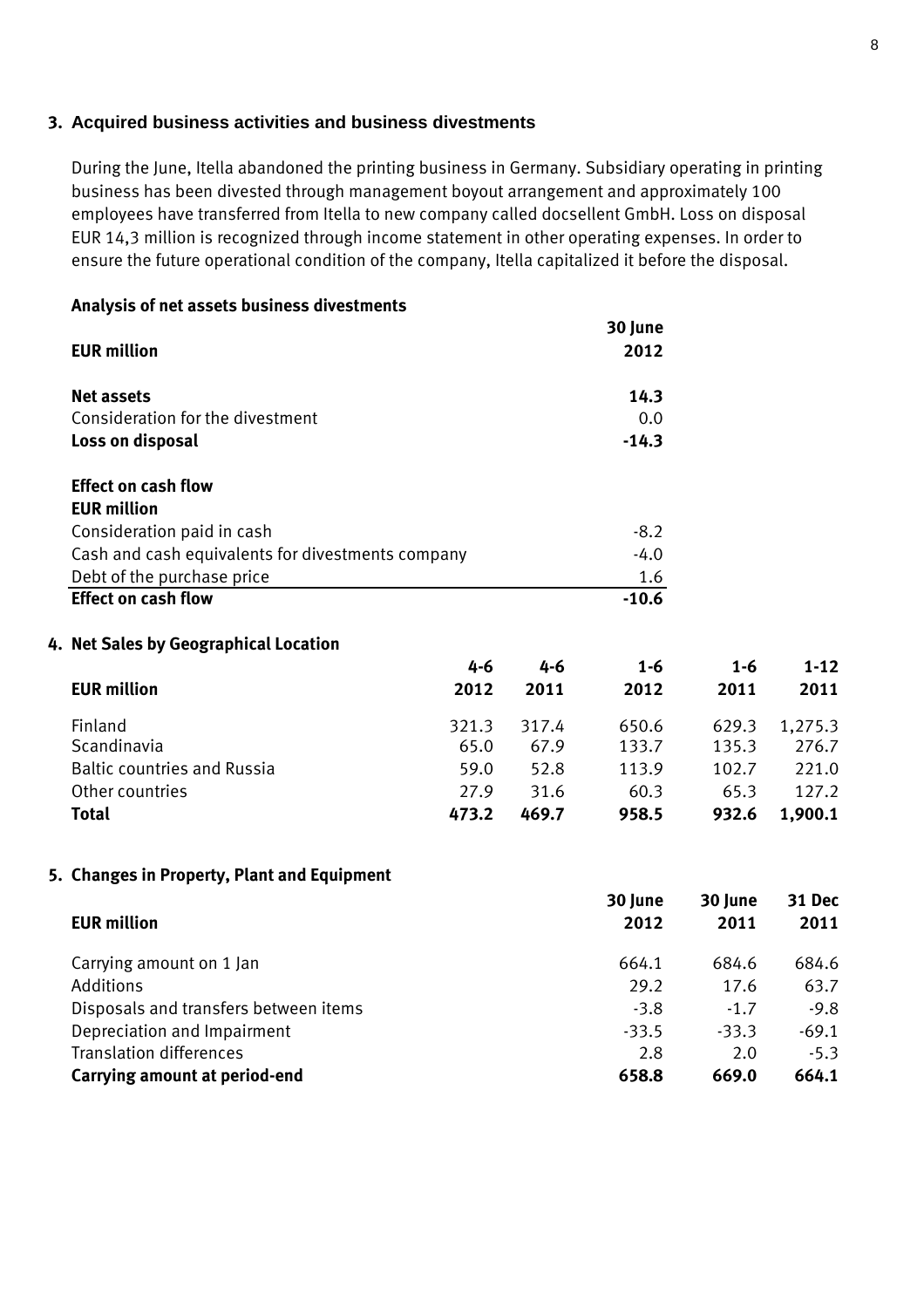## 3. Acquired business activities and business divestments

During the June, Itella abandoned the printing business in Germany. Subsidiary operating in printing business has been divested through management boyout arrangement and approximately 100 employees have transferred from Itella to new company called docsellent GmbH. Loss on disposal EUR 14,3 million is recognized through income statement in other operating expenses. In order to ensure the future operational condition of the company, Itella capitalized it before the disposal.

**Analysis of net assets business divestments**

| EUR million | 30 June 2012 |
|---|---|
| **Net assets** | **14.3** |
| Consideration for the divestment | 0.0 |
| **Loss on disposal** | **-14.3** |

| **Effect on cash flow** **EUR million** | |
|---|---|
| Consideration paid in cash | -8.2 |
| Cash and cash equivalents for divestments company | -4.0 |
| Debt of the purchase price | 1.6 |
| **Effect on cash flow** | **-10.6** |

## 4. Net Sales by Geographical Location

| EUR million | 4-6 2012 | 4-6 2011 | 1-6 2012 | 1-6 2011 | 1-12 2011 |
|---|---|---|---|---|---|
| Finland | 321.3 | 317.4 | 650.6 | 629.3 | 1,275.3 |
| Scandinavia | 65.0 | 67.9 | 133.7 | 135.3 | 276.7 |
| Baltic countries and Russia | 59.0 | 52.8 | 113.9 | 102.7 | 221.0 |
| Other countries | 27.9 | 31.6 | 60.3 | 65.3 | 127.2 |
| **Total** | **473.2** | **469.7** | **958.5** | **932.6** | **1,900.1** |

## 5. Changes in Property, Plant and Equipment

| EUR million | 30 June 2012 | 30 June 2011 | 31 Dec 2011 |
|---|---|---|---|
| Carrying amount on 1 Jan | 664.1 | 684.6 | 684.6 |
| Additions | 29.2 | 17.6 | 63.7 |
| Disposals and transfers between items | -3.8 | -1.7 | -9.8 |
| Depreciation and Impairment | -33.5 | -33.3 | -69.1 |
| Translation differences | 2.8 | 2.0 | -5.3 |
| **Carrying amount at period-end** | **658.8** | **669.0** | **664.1** |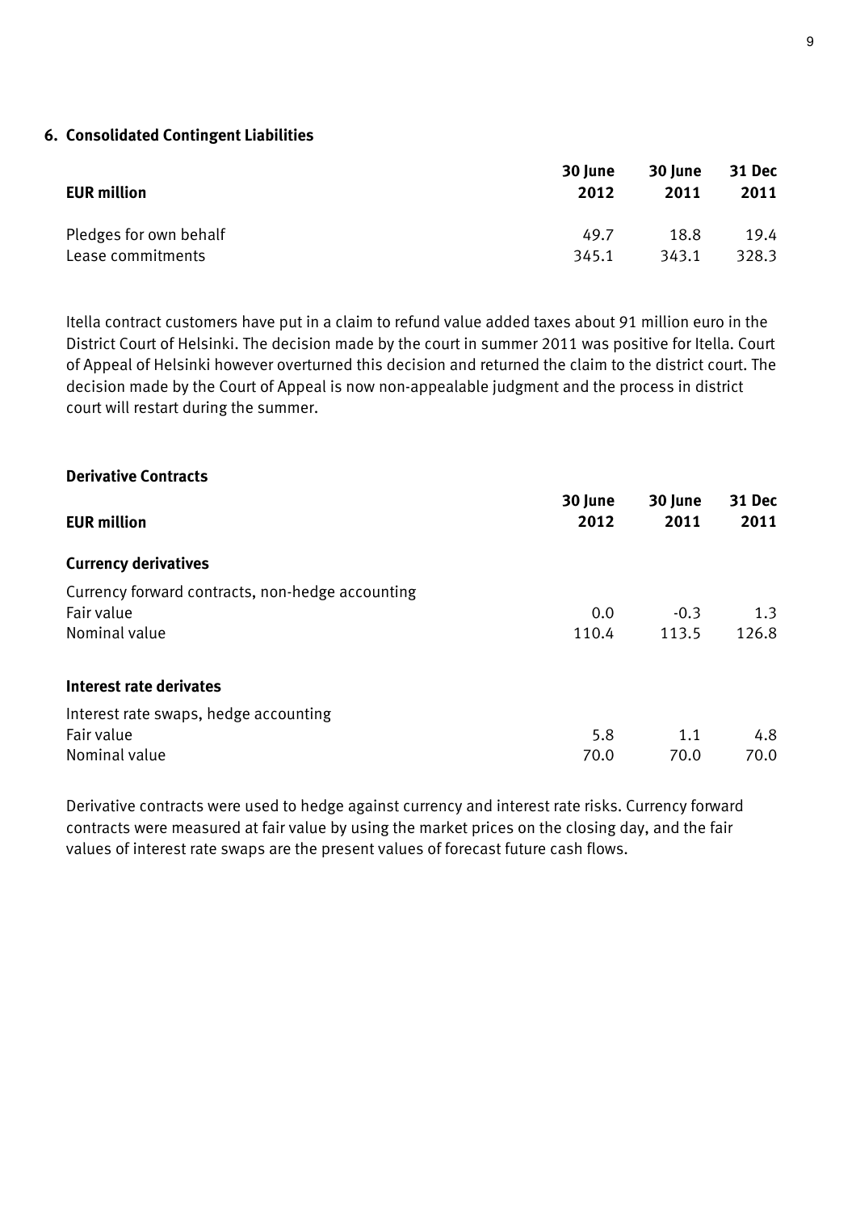## 6. Consolidated Contingent Liabilities

| EUR million | 30 June 2012 | 30 June 2011 | 31 Dec 2011 |
|---|---|---|---|
| Pledges for own behalf | 49.7 | 18.8 | 19.4 |
| Lease commitments | 345.1 | 343.1 | 328.3 |

Itella contract customers have put in a claim to refund value added taxes about 91 million euro in the District Court of Helsinki. The decision made by the court in summer 2011 was positive for Itella. Court of Appeal of Helsinki however overturned this decision and returned the claim to the district court. The decision made by the Court of Appeal is now non-appealable judgment and the process in district court will restart during the summer.

### Derivative Contracts

| EUR million | 30 June 2012 | 30 June 2011 | 31 Dec 2011 |
|---|---|---|---|
| **Currency derivatives** | | | |
| Currency forward contracts, non-hedge accounting | | | |
| Fair value | 0.0 | -0.3 | 1.3 |
| Nominal value | 110.4 | 113.5 | 126.8 |
| **Interest rate derivates** | | | |
| Interest rate swaps, hedge accounting | | | |
| Fair value | 5.8 | 1.1 | 4.8 |
| Nominal value | 70.0 | 70.0 | 70.0 |

Derivative contracts were used to hedge against currency and interest rate risks. Currency forward contracts were measured at fair value by using the market prices on the closing day, and the fair values of interest rate swaps are the present values of forecast future cash flows.